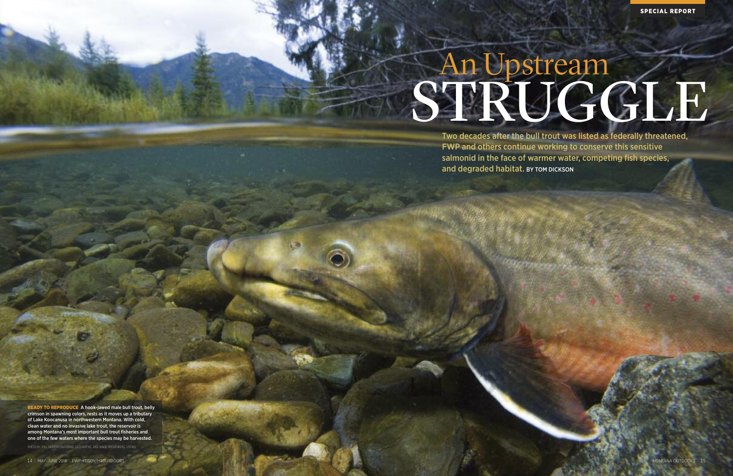SPECIAL REPORT

# An Upstream STRUGGLE

Two decades after the bull trout was listed as federally threatened, FWP and others continue working to conserve this sensitive salmonid in the face of warmer water, competing fish species, and degraded habitat. BY TOM DICKSON

**READY TO REPRODUCE** A hook-jawed male bull trout, belly crimson in spawning colors, rests as it moves up a tributary of Lake Koocanusa in northwestern Montana. With cold, clean water and no invasive lake trout, the reservoir is among Montana's most important bull trout fisheries and one of the few waters where the species may be harvested.

PHOTO BY JOEL SARTORE/NATIONAL GEOGRAPHIC AND WADE FREDENBERG, USFWS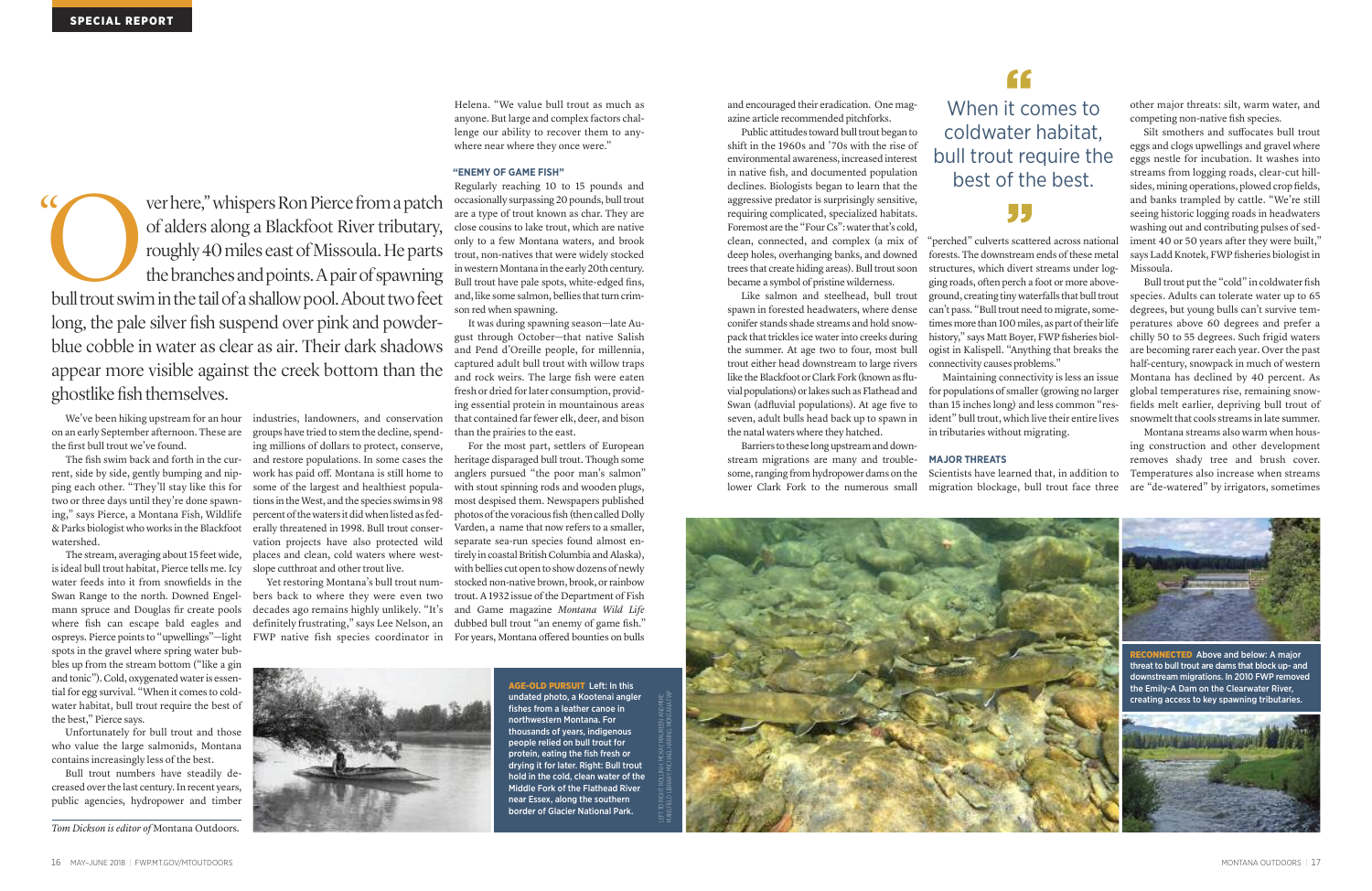"Over here," whispers Ron Pierce from a patch of alders along a Blackfoot River tributary, roughly 40 miles east of Missoula. He parts the branches and points. A pair of spawning bull trout swim in the tail of a shallow pool. About two feet long, the pale silver fish suspend over pink and powder-blue cobble in water as clear as air. Their dark shadows appear more visible against the creek bottom than the ghostlike fish themselves.

We've been hiking upstream for an hour on an early September afternoon. These are the first bull trout we've found.

The fish swim back and forth in the current, side by side, gently bumping and nipping each other. "They'll stay like this for two or three days until they're done spawning," says Pierce, a Montana Fish, Wildlife & Parks biologist who works in the Blackfoot watershed.

The stream, averaging about 15 feet wide, is ideal bull trout habitat, Pierce tells me. Icy water feeds into it from snowfields in the Swan Range to the north. Downed Engelmann spruce and Douglas fir create pools where fish can escape bald eagles and ospreys. Pierce points to "upwellings"—light spots in the gravel where spring water bubbles up from the stream bottom ("like a gin and tonic"). Cold, oxygenated water is essential for egg survival. "When it comes to coldwater habitat, bull trout require the best of the best," Pierce says.

Unfortunately for bull trout and those who value the large salmonids, Montana contains increasingly less of the best.

Bull trout numbers have steadily decreased over the last century. In recent years, public agencies, hydropower and timber industries, landowners, and conservation groups have tried to stem the decline, spending millions of dollars to protect, conserve, and restore populations. In some cases the work has paid off. Montana is still home to some of the largest and healthiest populations in the West, and the species swims in 98 percent of the waters it did when listed as federally threatened in 1998. Bull trout conservation projects have also protected wild places and clean, cold waters where westslope cutthroat and other trout live.

Yet restoring Montana's bull trout numbers back to where they were even two decades ago remains highly unlikely. "It's definitely frustrating," says Lee Nelson, an FWP native fish species coordinator in Helena. "We value bull trout as much as anyone. But large and complex factors challenge our ability to recover them to anywhere near where they once were."

*Tom Dickson is editor of* Montana Outdoors.

### "ENEMY OF GAME FISH"

Regularly reaching 10 to 15 pounds and occasionally surpassing 20 pounds, bull trout are a type of trout known as char. They are close cousins to lake trout, which are native only to a few Montana waters, and brook trout, non-natives that were widely stocked in western Montana in the early 20th century. Bull trout have pale spots, white-edged fins, and, like some salmon, bellies that turn crimson red when spawning.

It was during spawning season—late August through October—that native Salish and Pend d'Oreille people, for millennia, captured adult bull trout with willow traps and rock weirs. The large fish were eaten fresh or dried for later consumption, providing essential protein in mountainous areas that contained far fewer elk, deer, and bison than the prairies to the east.

For the most part, settlers of European heritage disparaged bull trout. Though some anglers pursued "the poor man's salmon" with stout spinning rods and wooden plugs, most despised them. Newspapers published photos of the voracious fish (then called Dolly Varden, a name that now refers to a smaller, separate sea-run species found almost entirely in coastal British Columbia and Alaska), with bellies cut open to show dozens of newly stocked non-native brown, brook, or rainbow trout. A 1932 issue of the Department of Fish and Game magazine *Montana Wild Life* dubbed bull trout "an enemy of game fish." For years, Montana offered bounties on bulls and encouraged their eradication. One magazine article recommended pitchforks.

Public attitudes toward bull trout began to shift in the 1960s and '70s with the rise of environmental awareness, increased interest in native fish, and documented population declines. Biologists began to learn that the aggressive predator is surprisingly sensitive, requiring complicated, specialized habitats. Foremost are the "Four Cs": water that's cold, clean, connected, and complex (a mix of deep holes, overhanging banks, and downed trees that create hiding areas). Bull trout soon became a symbol of pristine wilderness.

Like salmon and steelhead, bull trout spawn in forested headwaters, where dense conifer stands shade streams and hold snowpack that trickles ice water into creeks during the summer. At age two to four, most bull trout either head downstream to large rivers like the Blackfoot or Clark Fork (known as fluvial populations) or lakes such as Flathead and Swan (adfluvial populations). At age five to seven, adult bulls head back up to spawn in the natal waters where they hatched.

Barriers to these long upstream and downstream migrations are many and troublesome, ranging from hydropower dams on the lower Clark Fork to the numerous small "perched" culverts scattered across national forests. The downstream ends of these metal structures, which divert streams under logging roads, often perch a foot or more aboveground, creating tiny waterfalls that bull trout can't pass. "Bull trout need to migrate, sometimes more than 100 miles, as part of their life history," says Matt Boyer, FWP fisheries biologist in Kalispell. "Anything that breaks the connectivity causes problems."

> "When it comes to coldwater habitat, bull trout require the best of the best."

Maintaining connectivity is less an issue for populations of smaller (growing no larger than 15 inches long) and less common "resident" bull trout, which live their entire lives in tributaries without migrating.

### MAJOR THREATS

Scientists have learned that, in addition to migration blockage, bull trout face three other major threats: silt, warm water, and competing non-native fish species.

Silt smothers and suffocates bull trout eggs and clogs upwellings and gravel where eggs nestle for incubation. It washes into streams from logging roads, clear-cut hillsides, mining operations, plowed crop fields, and banks trampled by cattle. "We're still seeing historic logging roads in headwaters washing out and contributing pulses of sediment 40 or 50 years after they were built," says Ladd Knotek, FWP fisheries biologist in Missoula.

Bull trout put the "cold" in coldwater fish species. Adults can tolerate water up to 65 degrees, but young bulls can't survive temperatures above 60 degrees and prefer a chilly 50 to 55 degrees. Such frigid waters are becoming rarer each year. Over the past half-century, snowpack in much of western Montana has declined by 40 percent. As global temperatures rise, remaining snowfields melt earlier, depriving bull trout of snowmelt that cools streams in late summer.

Montana streams also warm when housing construction and other development removes shady tree and brush cover. Temperatures also increase when streams are "de-watered" by irrigators, sometimes

**AGE-OLD PURSUIT** Left: In this undated photo, a Kootenai angler fishes from a leather canoe in northwestern Montana. For thousands of years, indigenous people relied on bull trout for protein, eating the fish fresh or drying it for later. Right: Bull trout hold in the cold, clean water of the Middle Fork of the Flathead River near Essex, along the southern border of Glacier National Park.

**RECONNECTED** Above and below: A major threat to bull trout are dams that block up- and downstream migrations. In 2010 FWP removed the Emily-A Dam on the Clearwater River, creating access to key spawning tributaries.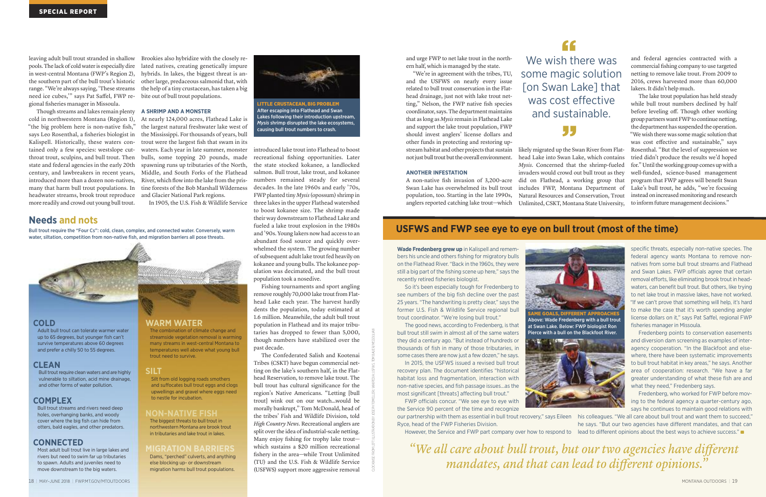leaving adult bull trout stranded in shallow pools. The lack of cold water is especially dire in west-central Montana (FWP's Region 2), the southern part of the bull trout's historic range. "We're always saying, 'These streams need ice cubes,'" says Pat Saffel, FWP regional fisheries manager in Missoula.

Though streams and lakes remain plenty cold in northwestern Montana (Region 1), "the big problem here is non-native fish," says Leo Rosenthal, a fisheries biologist in Kalispell. Historically, these waters contained only a few species: westslope cutthroat trout, sculpins, and bull trout. Then state and federal agencies in the early 20th century, and lawbreakers in recent years, introduced more than a dozen non-natives, many that harm bull trout populations. In headwater streams, brook trout reproduce more readily and crowd out young bull trout. Brookies also hybridize with the closely related natives, creating genetically impure hybrids. In lakes, the biggest threat is another large, predaceous salmonid that, with the help of a tiny crustacean, has taken a big bite out of bull trout populations.

### A SHRIMP AND A MONSTER

At nearly 124,000 acres, Flathead Lake is the largest natural freshwater lake west of the Mississippi. For thousands of years, bull trout were the largest fish that swam in its waters. Each year in late summer, monster bulls, some topping 20 pounds, made spawning runs up tributaries of the North, Middle, and South Forks of the Flathead River, which flow into the lake from the pristine forests of the Bob Marshall Wilderness and Glacier National Park regions.

In 1905, the U.S. Fish & Wildlife Service introduced lake trout into Flathead to boost recreational fishing opportunities. Later the state stocked kokanee, a landlocked salmon. Bull trout, lake trout, and kokanee numbers remained steady for several decades. In the late 1960s and early '70s, FWP planted tiny *Mysis* (opossum) shrimp in three lakes in the upper Flathead watershed to boost kokanee size. The shrimp made their way downstream to Flathead Lake and fueled a lake trout explosion in the 1980s and '90s. Young lakers now had access to an abundant food source and quickly overwhelmed the system. The growing number of subsequent adult lake trout fed heavily on kokanee and young bulls. The kokanee population was decimated, and the bull trout population took a nosedive.

**LITTLE CRUSTACEAN, BIG PROBLEM**
After escaping into Flathead and Swan Lakes following their introduction upstream, *Mysis* shrimp disrupted the lake ecosystems, causing bull trout numbers to crash.

Fishing tournaments and sport angling remove roughly 70,000 lake trout from Flathead Lake each year. The harvest hardly dents the population, today estimated at 1.6 million. Meanwhile, the adult bull trout population in Flathead and its major tributaries has dropped to fewer than 5,000, though numbers have stabilized over the past decade.

The Confederated Salish and Kootenai Tribes (CSKT) have begun commercial netting on the lake's southern half, in the Flathead Reservation, to remove lake trout. The bull trout has cultural significance for the region's Native Americans. "Letting [bull trout] wink out on our watch...would be morally bankrupt," Tom McDonald, head of the tribes' Fish and Wildlife Division, told *High Country News*. Recreational anglers are split over the idea of industrial-scale netting. Many enjoy fishing for trophy lake trout—which sustains a $20 million recreational fishery in the area—while Trout Unlimited (TU) and the U.S. Fish & Wildlife Service (USFWS) support more aggressive removal and urge FWP to net lake trout in the northern half, which is managed by the state.

"We're in agreement with the tribes, TU, and the USFWS on nearly every issue related to bull trout conservation in the Flathead drainage, just not with lake trout netting," Nelson, the FWP native fish species coordinator, says. The department maintains that as long as *Mysis* remain in Flathead Lake and support the lake trout population, FWP should invest anglers' license dollars and other funds in protecting and restoring upstream habitat and other projects that sustain not just bull trout but the overall environment.

### ANOTHER INFESTATION

A non-native fish invasion of 3,200-acre Swan Lake has overwhelmed its bull trout population, too. Starting in the late 1990s, anglers reported catching lake trout—which likely migrated up the Swan River from Flathead Lake into Swan Lake, which contains *Mysis*. Concerned that the shrimp-fueled invaders would crowd out bull trout as they did on Flathead, a working group that includes FWP, Montana Department of Natural Resources and Conservation, Trout Unlimited, CSKT, Montana State University, and federal agencies contracted with a commercial fishing company to use targeted netting to remove lake trout. From 2009 to 2016, crews harvested more than 60,000 lakers. It didn't help much.

> "We wish there was some magic solution [on Swan Lake] that was cost effective and sustainable."

The lake trout population has held steady while bull trout numbers declined by half before leveling off. Though other working group partners want FWP to continue netting, the department has suspended the operation. "We wish there was some magic solution that was cost effective and sustainable," says Rosenthal. "But the level of suppression we tried didn't produce the results we'd hoped for." Until the working group comes up with a well-funded, science-based management program that FWP agrees will benefit Swan Lake's bull trout, he adds, "we're focusing instead on increased monitoring and research to inform future management decisions."

## Needs and nots

Bull trout require the "Four Cs": cold, clean, complex, and connected water. Conversely, warm water, siltation, competition from non-native fish, and migration barriers all pose threats.

**COLD**
Adult bull trout can tolerate warmer water up to 65 degrees, but younger fish can't survive temperatures above 60 degrees and prefer a chilly 50 to 55 degrees.

**CLEAN**
Bull trout require clean waters and are highly vulnerable to siltation, acid mine drainage, and other forms of water pollution.

**COMPLEX**
Bull trout streams and rivers need deep holes, overhanging banks, and woody cover where the big fish can hide from otters, bald eagles, and other predators.

**CONNECTED**
Most adult bull trout live in large lakes and rivers but need to swim far up tributaries to spawn. Adults and juveniles need to move downstream to the big waters.

**WARM WATER**
The combination of climate change and streamside vegetation removal is warming many streams in west-central Montana to temperatures well above what young bull trout need to survive.

**SILT**
Silt from old logging roads smothers and suffocates bull trout eggs and clogs upwellings and gravel where eggs need to nestle for incubation.

**NON-NATIVE FISH**
The biggest threats to bull trout in northwestern Montana are brook trout in tributaries and lake trout in lakes.

**MIGRATION BARRIERS**
Dams, "perched" culverts, and anything else blocking up- or downstream migration harms bull trout populations.

## USFWS and FWP see eye to eye on bull trout (most of the time)

**Wade Fredenberg grew up** in Kalispell and remembers his uncle and others fishing for migratory bulls on the Flathead River. "Back in the 1960s, they were still a big part of the fishing scene up here," says the recently retired fisheries biologist.

So it's been especially tough for Fredenberg to see numbers of the big fish decline over the past 25 years. "The handwriting is pretty clear," says the former U.S. Fish & Wildlife Service regional bull trout coordinator. "We're losing bull trout."

The good news, according to Fredenberg, is that bull trout still swim in almost all of the same waters they did a century ago. "But instead of hundreds or thousands of fish in many of those tributaries, in some cases there are now just a few dozen," he says.

In 2015, the USFWS issued a revised bull trout recovery plan. The document identifies "historical habitat loss and fragmentation, interaction with non-native species, and fish passage issues...as the most significant [threats] affecting bull trout."

FWP officials concur. "We see eye to eye with the Service 90 percent of the time and recognize our partnership with them as essential in bull trout recovery," says Eileen Ryce, head of the FWP Fisheries Division.

However, the Service and FWP part company over how to respond to specific threats, especially non-native species. The federal agency wants Montana to remove non-natives from some bull trout streams and Flathead and Swan Lakes. FWP officials agree that certain removal efforts, like eliminating brook trout in headwaters, can benefit bull trout. But others, like trying to net lake trout in massive lakes, have not worked. "If we can't prove that something will help, it's hard to make the case that it's worth spending angler license dollars on it," says Pat Saffel, regional FWP fisheries manager in Missoula.

**SAME GOALS, DIFFERENT APPROACHES**
Above: Wade Fredenberg with a bull trout at Swan Lake. Below: FWP biologist Ron Pierce with a bull on the Blackfoot River.

Fredenberg points to conservation easements and diversion dam screening as examples of interagency cooperation. "In the Blackfoot and elsewhere, there have been systematic improvements to bull trout habitat in key areas," he says. Another area of cooperation: research. "We have a far greater understanding of what these fish are and what they need," Fredenberg says.

Fredenberg, who worked for FWP before moving to the federal agency a quarter-century ago, says he continues to maintain good relations with his colleagues. "We all care about bull trout and want them to succeed," he says. "But our two agencies have different mandates, and that can lead to different opinions about the best ways to achieve success."

> *"We all care about bull trout, but our two agencies have different mandates, and that can lead to different opinions."*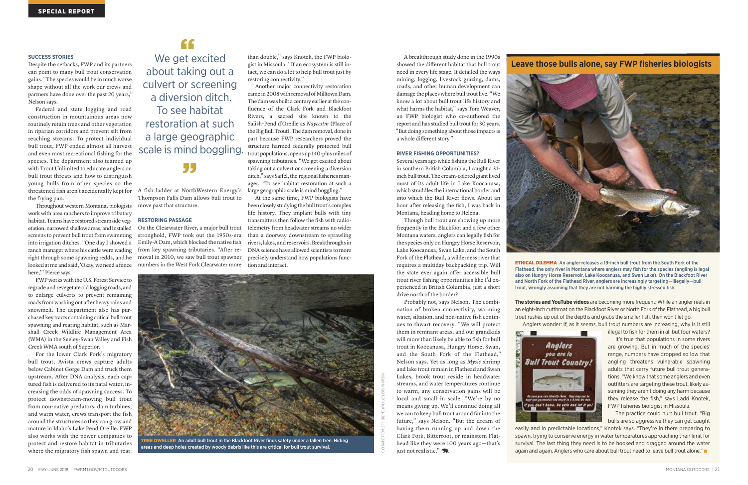## SUCCESS STORIES

Despite the setbacks, FWP and its partners can point to many bull trout conservation gains. "The species would be in much worse shape without all the work our crews and partners have done over the past 20 years," Nelson says.

Federal and state logging and road construction in mountainous areas now routinely retain trees and other vegetation in riparian corridors and prevent silt from reaching streams. To protect individual bull trout, FWP ended almost all harvest and even most recreational fishing for the species. The department also teamed up with Trout Unlimited to educate anglers on bull trout threats and how to distinguish young bulls from other species so the threatened fish aren't accidentally kept for the frying pan.

Throughout western Montana, biologists work with area ranchers to improve tributary habitat. Teams have restored streamside vegetation, narrowed shallow areas, and installed screens to prevent bull trout from swimming into irrigation ditches. "One day I showed a ranch manager where his cattle were wading right through some spawning redds, and he looked at me and said, 'Okay, we need a fence here,'" Pierce says.

FWP works with the U.S. Forest Service to regrade and revegetate old logging roads, and to enlarge culverts to prevent remaining roads from washing out after heavy rains and snowmelt. The department also has purchased key tracts containing critical bull trout spawning and rearing habitat, such as Marshall Creek Wildlife Management Area (WMA) in the Seeley-Swan Valley and Fish Creek WMA south of Superior.

For the lower Clark Fork's migratory bull trout, Avista crews capture adults below Cabinet Gorge Dam and truck them upstream. After DNA analysis, each captured fish is delivered to its natal water, increasing the odds of spawning success. To protect downstream-moving bull trout from non-native predators, dam turbines, and warm water, crews transport the fish around the structures so they can grow and mature in Idaho's Lake Pend Oreille. FWP also works with the power companies to protect and restore habitat in tributaries where the migratory fish spawn and rear.

> "We get excited about taking out a culvert or screening a diversion ditch. To see habitat restoration at such a large geographic scale is mind boggling."

A fish ladder at NorthWestern Energy's Thompson Falls Dam allows bull trout to move past that structure.

## RESTORING PASSAGE

On the Clearwater River, a major bull trout stronghold, FWP took out the 1950s-era Emily-A Dam, which blocked the native fish from key spawning tributaries. "After removal in 2010, we saw bull trout spawner numbers in the West Fork Clearwater more than double," says Knotek, the FWP biologist in Missoula. "If an ecosystem is still intact, we can do a lot to help bull trout just by restoring connectivity."

Another major connectivity restoration came in 2008 with removal of Milltown Dam. The dam was built a century earlier at the confluence of the Clark Fork and Blackfoot Rivers, a sacred site known to the Salish–Pend d'Oreille as *Nayccstm* (Place of the Big Bull Trout). The dam removal, done in part because FWP researchers proved the structure harmed federally protected bull trout populations, opens up 140-plus miles of spawning tributaries. "We get excited about taking out a culvert or screening a diversion ditch," says Saffel, the regional fisheries manager. "To see habitat restoration at such a large geographic scale is mind boggling."

At the same time, FWP biologists have been closely studying the bull trout's complex life history. They implant bulls with tiny transmitters then follow the fish with radiotelemetry from headwater streams no wider than a doorway downstream to sprawling rivers, lakes, and reservoirs. Breakthroughs in DNA science have allowed scientists to more precisely understand how populations function and interact.

**TREE DWELLER** An adult bull trout in the Blackfoot River finds safety under a fallen tree. Hiding areas and deep holes created by woody debris like this are critical for bull trout survival.

A breakthrough study done in the 1990s showed the different habitat that bull trout need in every life stage. It detailed the ways mining, logging, livestock grazing, dams, roads, and other human development can damage the places where bull trout live. "We know a lot about bull trout life history and what harms the habitat," says Tom Weaver, an FWP biologist who co-authored the report and has studied bull trout for 30 years. "But doing something about those impacts is a whole different story."

## RIVER FISHING OPPORTUNITIES?

Several years ago while fishing the Bull River in southern British Columbia, I caught a 31-inch bull trout. The cream-colored giant lived most of its adult life in Lake Koocanusa, which straddles the international border and into which the Bull River flows. About an hour after releasing the fish, I was back in Montana, heading home to Helena.

Though bull trout are showing up more frequently in the Blackfoot and a few other Montana waters, anglers can legally fish for the species only on Hungry Horse Reservoir, Lake Koocanusa, Swan Lake, and the South Fork of the Flathead, a wilderness river that requires a multiday backpacking trip. Will the state ever again offer accessible bull trout river fishing opportunities like I'd experienced in British Columbia, just a short drive north of the border?

Probably not, says Nelson. The combination of broken connectivity, warming water, siltation, and non-native fish continues to thwart recovery. "We will protect them in remnant areas, and our grandkids will more than likely be able to fish for bull trout in Koocanusa, Hungry Horse, Swan, and the South Fork of the Flathead," Nelson says. Yet as long as *Mysis* shrimp and lake trout remain in Flathead and Swan Lakes, brook trout reside in headwater streams, and water temperatures continue to warm, any conservation gains will be local and small in scale. "We're by no means giving up. We'll continue doing all we can to keep bull trout around far into the future," says Nelson. "But the dream of having them running up and down the Clark Fork, Bitterroot, or mainstem Flathead like they were 100 years ago—that's just not realistic."

## Leave those bulls alone, say FWP fisheries biologists

**ETHICAL DILEMMA** An angler releases a 19-inch bull trout from the South Fork of the Flathead, the only river in Montana where anglers may fish for the species (angling is legal also on Hungry Horse Reservoir, Lake Koocanusa, and Swan Lake). On the Blackfoot River and North Fork of the Flathead River, anglers are increasingly targeting—illegally—bull trout, wrongly assuming that they are not harming the highly stressed fish.

**The stories and YouTube videos** are becoming more frequent: While an angler reels in an eight-inch cutthroat on the Blackfoot River or North Fork of the Flathead, a big bull trout rushes up out of the depths and grabs the smaller fish, then won't let go.

Anglers wonder: If, as it seems, bull trout numbers are increasing, why is it still illegal to fish for them in all but four waters?

It's true that populations in some rivers are growing. But in much of the species' range, numbers have dropped so low that angling threatens vulnerable spawning adults that carry future bull trout generations. "We know that some anglers and even outfitters are targeting these trout, likely assuming they aren't doing any harm because they release the fish," says Ladd Knotek, FWP fisheries biologist in Missoula.

The practice could hurt bull trout. "Big bulls are so aggressive they can get caught easily and in predictable locations," Knotek says. "They're in there preparing to spawn, trying to conserve energy in water temperatures approaching their limit for survival. The last thing they need is to be hooked and dragged around the water again and again. Anglers who care about bull trout need to leave bull trout alone."